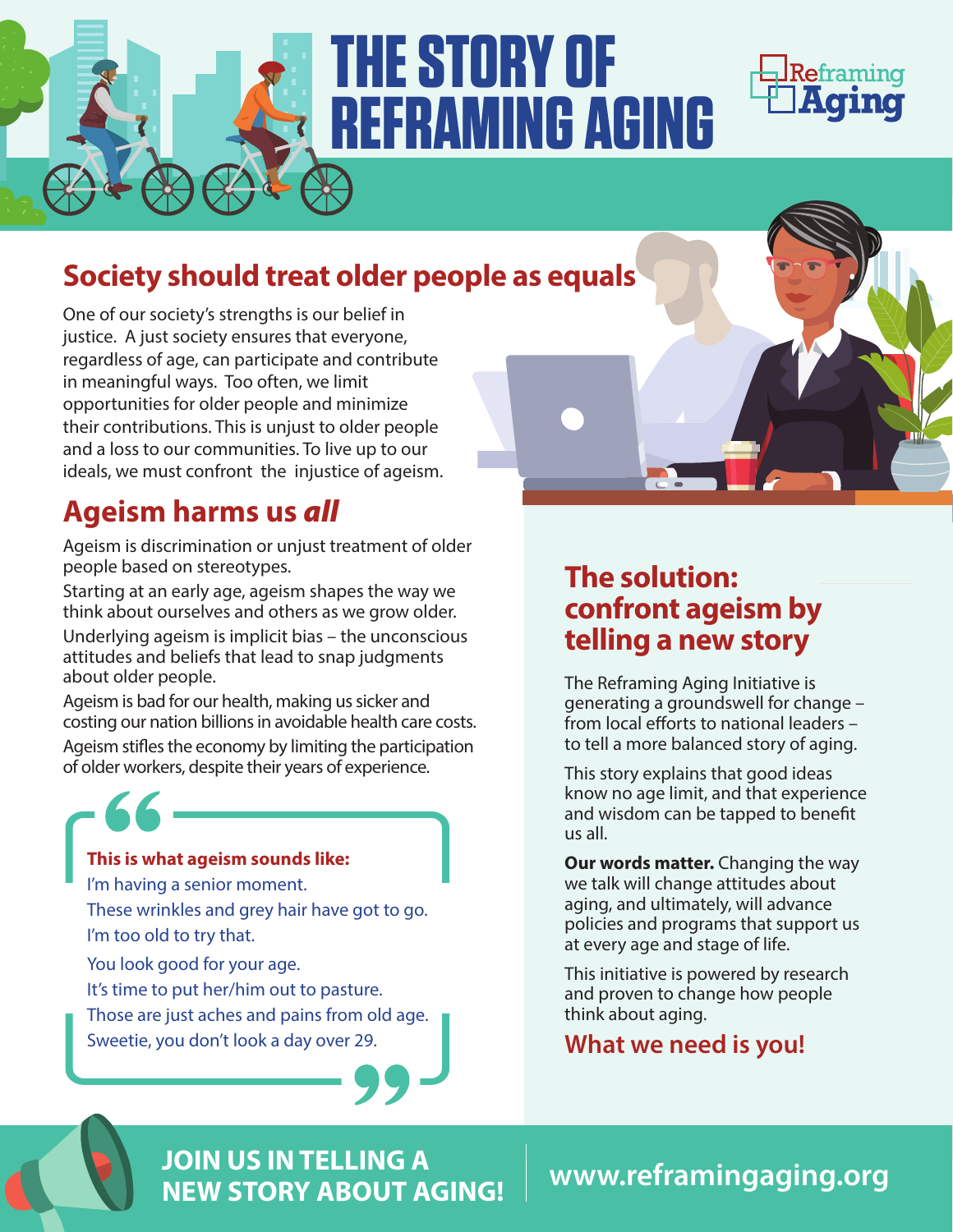# THE STORY OF REFRAMING AGING

Reframing Aging

## Society should treat older people as equals

One of our society's strengths is our belief in justice. A just society ensures that everyone, regardless of age, can participate and contribute in meaningful ways. Too often, we limit opportunities for older people and minimize their contributions. This is unjust to older people and a loss to our communities. To live up to our ideals, we must confront the injustice of ageism.

## Ageism harms us *all*

Ageism is discrimination or unjust treatment of older people based on stereotypes.

Starting at an early age, ageism shapes the way we think about ourselves and others as we grow older.

Underlying ageism is implicit bias – the unconscious attitudes and beliefs that lead to snap judgments about older people.

Ageism is bad for our health, making us sicker and costing our nation billions in avoidable health care costs.

Ageism stifles the economy by limiting the participation of older workers, despite their years of experience.

> **This is what ageism sounds like:**
>
> I'm having a senior moment.
>
> These wrinkles and grey hair have got to go.
>
> I'm too old to try that.
>
> You look good for your age.
>
> It's time to put her/him out to pasture.
>
> Those are just aches and pains from old age.
>
> Sweetie, you don't look a day over 29.

## The solution: confront ageism by telling a new story

The Reframing Aging Initiative is generating a groundswell for change – from local efforts to national leaders – to tell a more balanced story of aging.

This story explains that good ideas know no age limit, and that experience and wisdom can be tapped to benefit us all.

**Our words matter.** Changing the way we talk will change attitudes about aging, and ultimately, will advance policies and programs that support us at every age and stage of life.

This initiative is powered by research and proven to change how people think about aging.

### What we need is you!

**JOIN US IN TELLING A NEW STORY ABOUT AGING!**

**www.reframingaging.org**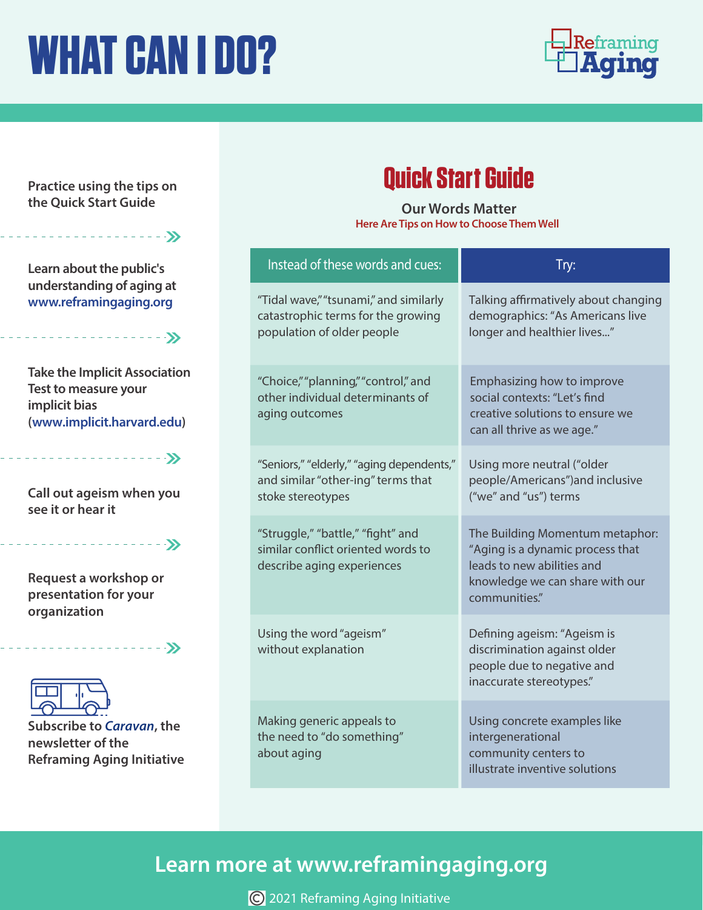# WHAT CAN I DO?

Reframing Aging

- Practice using the tips on the Quick Start Guide
- Learn about the public's understanding of aging at www.reframingaging.org
- Take the Implicit Association Test to measure your implicit bias (www.implicit.harvard.edu)
- Call out ageism when you see it or hear it
- Request a workshop or presentation for your organization
- Subscribe to *Caravan*, the newsletter of the Reframing Aging Initiative

## Quick Start Guide

### Our Words Matter

**Here Are Tips on How to Choose Them Well**

| Instead of these words and cues: | Try: |
|---|---|
| "Tidal wave," "tsunami," and similarly catastrophic terms for the growing population of older people | Talking affirmatively about changing demographics: "As Americans live longer and healthier lives..." |
| "Choice," "planning," "control," and other individual determinants of aging outcomes | Emphasizing how to improve social contexts: "Let's find creative solutions to ensure we can all thrive as we age." |
| "Seniors," "elderly," "aging dependents," and similar "other-ing" terms that stoke stereotypes | Using more neutral ("older people/Americans")and inclusive ("we" and "us") terms |
| "Struggle," "battle," "fight" and similar conflict oriented words to describe aging experiences | The Building Momentum metaphor: "Aging is a dynamic process that leads to new abilities and knowledge we can share with our communities." |
| Using the word "ageism" without explanation | Defining ageism: "Ageism is discrimination against older people due to negative and inaccurate stereotypes." |
| Making generic appeals to the need to "do something" about aging | Using concrete examples like intergenerational community centers to illustrate inventive solutions |

**Learn more at www.reframingaging.org**

© 2021 Reframing Aging Initiative